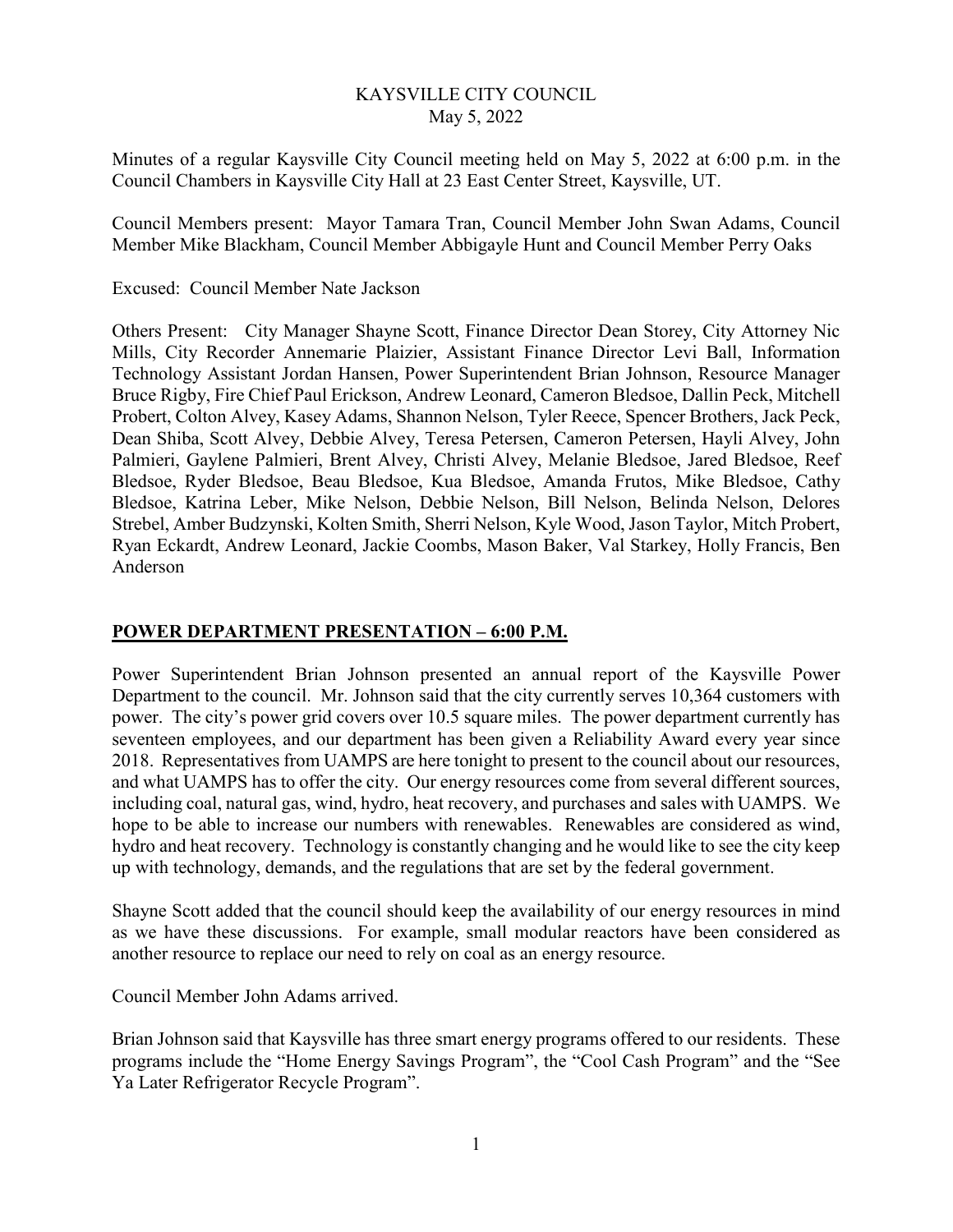# KAYSVILLE CITY COUNCIL
May 5, 2022

Minutes of a regular Kaysville City Council meeting held on May 5, 2022 at 6:00 p.m. in the Council Chambers in Kaysville City Hall at 23 East Center Street, Kaysville, UT.

Council Members present: Mayor Tamara Tran, Council Member John Swan Adams, Council Member Mike Blackham, Council Member Abbigayle Hunt and Council Member Perry Oaks

Excused: Council Member Nate Jackson

Others Present: City Manager Shayne Scott, Finance Director Dean Storey, City Attorney Nic Mills, City Recorder Annemarie Plaizier, Assistant Finance Director Levi Ball, Information Technology Assistant Jordan Hansen, Power Superintendent Brian Johnson, Resource Manager Bruce Rigby, Fire Chief Paul Erickson, Andrew Leonard, Cameron Bledsoe, Dallin Peck, Mitchell Probert, Colton Alvey, Kasey Adams, Shannon Nelson, Tyler Reece, Spencer Brothers, Jack Peck, Dean Shiba, Scott Alvey, Debbie Alvey, Teresa Petersen, Cameron Petersen, Hayli Alvey, John Palmieri, Gaylene Palmieri, Brent Alvey, Christi Alvey, Melanie Bledsoe, Jared Bledsoe, Reef Bledsoe, Ryder Bledsoe, Beau Bledsoe, Kua Bledsoe, Amanda Frutos, Mike Bledsoe, Cathy Bledsoe, Katrina Leber, Mike Nelson, Debbie Nelson, Bill Nelson, Belinda Nelson, Delores Strebel, Amber Budzynski, Kolten Smith, Sherri Nelson, Kyle Wood, Jason Taylor, Mitch Probert, Ryan Eckardt, Andrew Leonard, Jackie Coombs, Mason Baker, Val Starkey, Holly Francis, Ben Anderson

## POWER DEPARTMENT PRESENTATION – 6:00 P.M.

Power Superintendent Brian Johnson presented an annual report of the Kaysville Power Department to the council. Mr. Johnson said that the city currently serves 10,364 customers with power. The city's power grid covers over 10.5 square miles. The power department currently has seventeen employees, and our department has been given a Reliability Award every year since 2018. Representatives from UAMPS are here tonight to present to the council about our resources, and what UAMPS has to offer the city. Our energy resources come from several different sources, including coal, natural gas, wind, hydro, heat recovery, and purchases and sales with UAMPS. We hope to be able to increase our numbers with renewables. Renewables are considered as wind, hydro and heat recovery. Technology is constantly changing and he would like to see the city keep up with technology, demands, and the regulations that are set by the federal government.

Shayne Scott added that the council should keep the availability of our energy resources in mind as we have these discussions. For example, small modular reactors have been considered as another resource to replace our need to rely on coal as an energy resource.

Council Member John Adams arrived.

Brian Johnson said that Kaysville has three smart energy programs offered to our residents. These programs include the "Home Energy Savings Program", the "Cool Cash Program" and the "See Ya Later Refrigerator Recycle Program".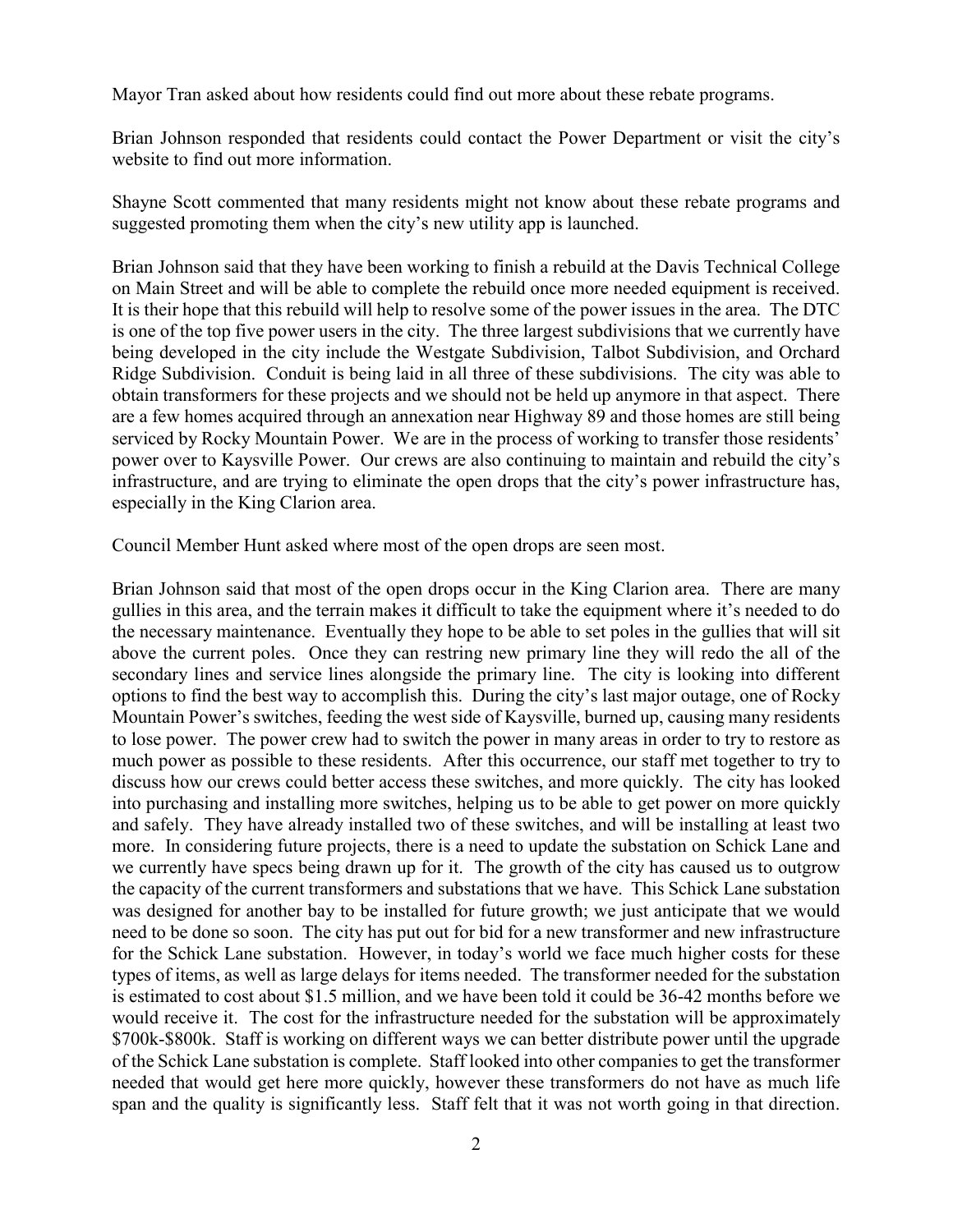Mayor Tran asked about how residents could find out more about these rebate programs.

Brian Johnson responded that residents could contact the Power Department or visit the city's website to find out more information.

Shayne Scott commented that many residents might not know about these rebate programs and suggested promoting them when the city's new utility app is launched.

Brian Johnson said that they have been working to finish a rebuild at the Davis Technical College on Main Street and will be able to complete the rebuild once more needed equipment is received. It is their hope that this rebuild will help to resolve some of the power issues in the area. The DTC is one of the top five power users in the city. The three largest subdivisions that we currently have being developed in the city include the Westgate Subdivision, Talbot Subdivision, and Orchard Ridge Subdivision. Conduit is being laid in all three of these subdivisions. The city was able to obtain transformers for these projects and we should not be held up anymore in that aspect. There are a few homes acquired through an annexation near Highway 89 and those homes are still being serviced by Rocky Mountain Power. We are in the process of working to transfer those residents' power over to Kaysville Power. Our crews are also continuing to maintain and rebuild the city's infrastructure, and are trying to eliminate the open drops that the city's power infrastructure has, especially in the King Clarion area.

Council Member Hunt asked where most of the open drops are seen most.

Brian Johnson said that most of the open drops occur in the King Clarion area. There are many gullies in this area, and the terrain makes it difficult to take the equipment where it's needed to do the necessary maintenance. Eventually they hope to be able to set poles in the gullies that will sit above the current poles. Once they can restring new primary line they will redo the all of the secondary lines and service lines alongside the primary line. The city is looking into different options to find the best way to accomplish this. During the city's last major outage, one of Rocky Mountain Power's switches, feeding the west side of Kaysville, burned up, causing many residents to lose power. The power crew had to switch the power in many areas in order to try to restore as much power as possible to these residents. After this occurrence, our staff met together to try to discuss how our crews could better access these switches, and more quickly. The city has looked into purchasing and installing more switches, helping us to be able to get power on more quickly and safely. They have already installed two of these switches, and will be installing at least two more. In considering future projects, there is a need to update the substation on Schick Lane and we currently have specs being drawn up for it. The growth of the city has caused us to outgrow the capacity of the current transformers and substations that we have. This Schick Lane substation was designed for another bay to be installed for future growth; we just anticipate that we would need to be done so soon. The city has put out for bid for a new transformer and new infrastructure for the Schick Lane substation. However, in today's world we face much higher costs for these types of items, as well as large delays for items needed. The transformer needed for the substation is estimated to cost about $1.5 million, and we have been told it could be 36-42 months before we would receive it. The cost for the infrastructure needed for the substation will be approximately $700k-$800k. Staff is working on different ways we can better distribute power until the upgrade of the Schick Lane substation is complete. Staff looked into other companies to get the transformer needed that would get here more quickly, however these transformers do not have as much life span and the quality is significantly less. Staff felt that it was not worth going in that direction.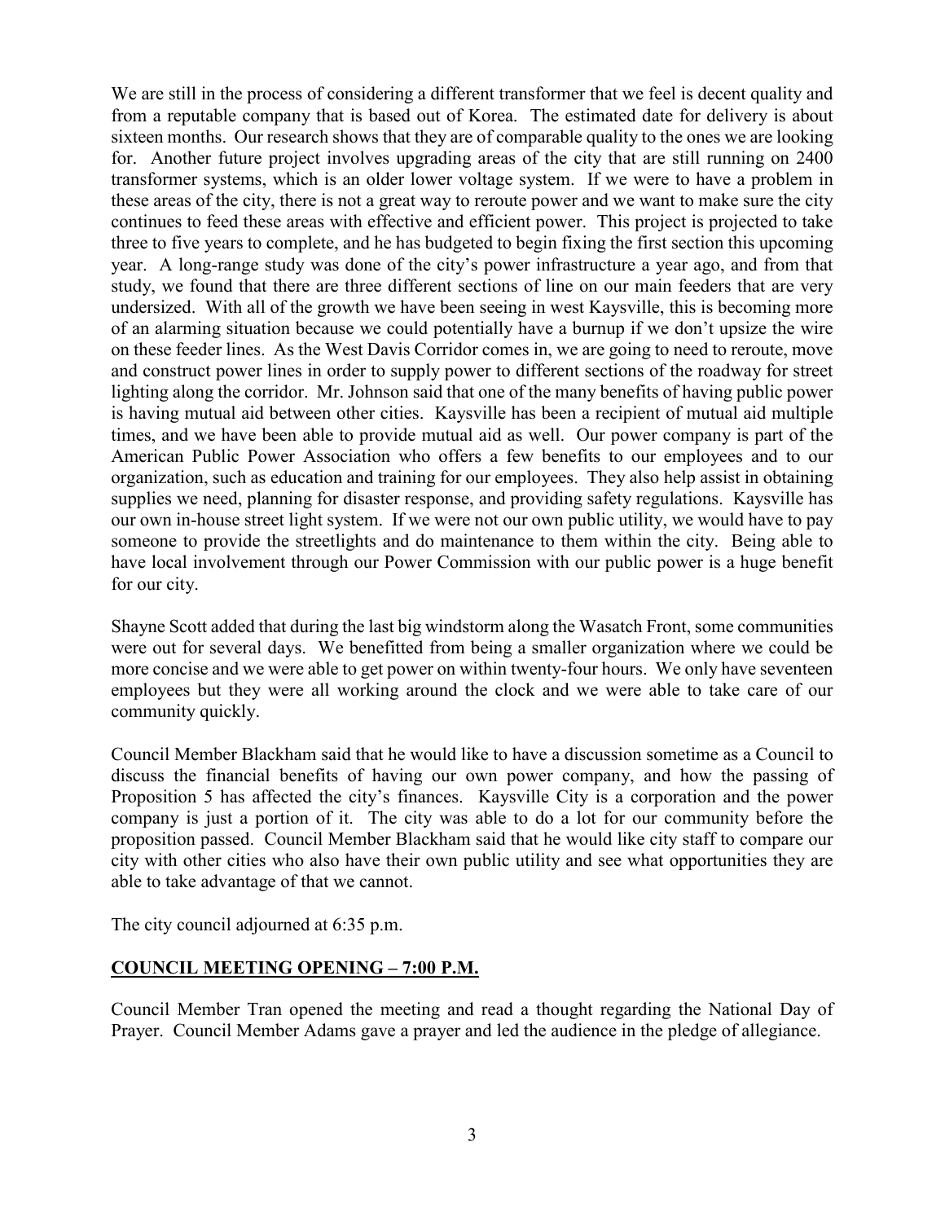We are still in the process of considering a different transformer that we feel is decent quality and from a reputable company that is based out of Korea. The estimated date for delivery is about sixteen months. Our research shows that they are of comparable quality to the ones we are looking for. Another future project involves upgrading areas of the city that are still running on 2400 transformer systems, which is an older lower voltage system. If we were to have a problem in these areas of the city, there is not a great way to reroute power and we want to make sure the city continues to feed these areas with effective and efficient power. This project is projected to take three to five years to complete, and he has budgeted to begin fixing the first section this upcoming year. A long-range study was done of the city's power infrastructure a year ago, and from that study, we found that there are three different sections of line on our main feeders that are very undersized. With all of the growth we have been seeing in west Kaysville, this is becoming more of an alarming situation because we could potentially have a burnup if we don't upsize the wire on these feeder lines. As the West Davis Corridor comes in, we are going to need to reroute, move and construct power lines in order to supply power to different sections of the roadway for street lighting along the corridor. Mr. Johnson said that one of the many benefits of having public power is having mutual aid between other cities. Kaysville has been a recipient of mutual aid multiple times, and we have been able to provide mutual aid as well. Our power company is part of the American Public Power Association who offers a few benefits to our employees and to our organization, such as education and training for our employees. They also help assist in obtaining supplies we need, planning for disaster response, and providing safety regulations. Kaysville has our own in-house street light system. If we were not our own public utility, we would have to pay someone to provide the streetlights and do maintenance to them within the city. Being able to have local involvement through our Power Commission with our public power is a huge benefit for our city.

Shayne Scott added that during the last big windstorm along the Wasatch Front, some communities were out for several days. We benefitted from being a smaller organization where we could be more concise and we were able to get power on within twenty-four hours. We only have seventeen employees but they were all working around the clock and we were able to take care of our community quickly.

Council Member Blackham said that he would like to have a discussion sometime as a Council to discuss the financial benefits of having our own power company, and how the passing of Proposition 5 has affected the city's finances. Kaysville City is a corporation and the power company is just a portion of it. The city was able to do a lot for our community before the proposition passed. Council Member Blackham said that he would like city staff to compare our city with other cities who also have their own public utility and see what opportunities they are able to take advantage of that we cannot.

The city council adjourned at 6:35 p.m.

## COUNCIL MEETING OPENING – 7:00 P.M.

Council Member Tran opened the meeting and read a thought regarding the National Day of Prayer. Council Member Adams gave a prayer and led the audience in the pledge of allegiance.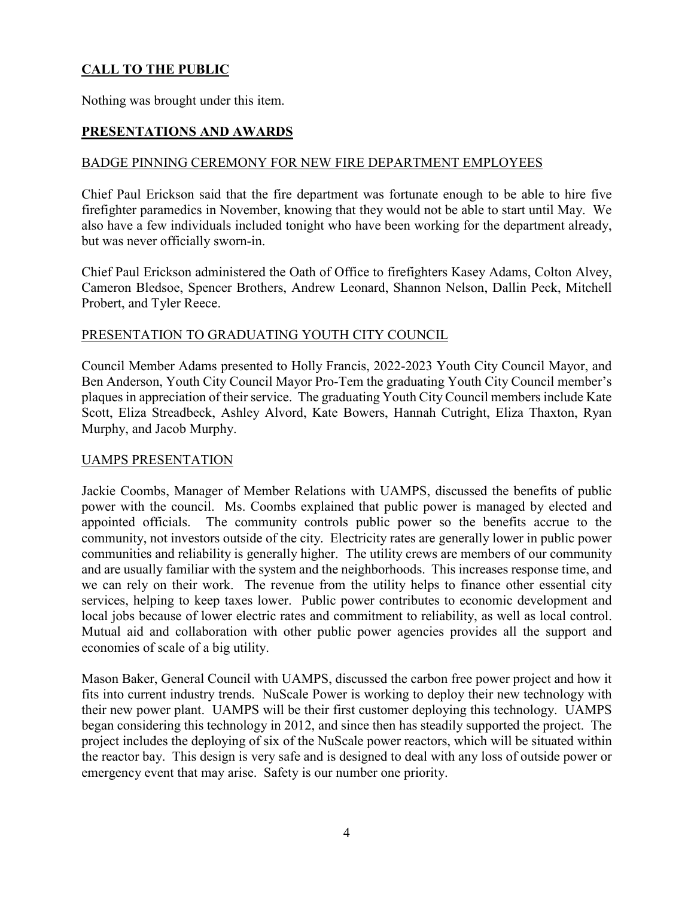## **CALL TO THE PUBLIC**

Nothing was brought under this item.

## **PRESENTATIONS AND AWARDS**

### BADGE PINNING CEREMONY FOR NEW FIRE DEPARTMENT EMPLOYEES

Chief Paul Erickson said that the fire department was fortunate enough to be able to hire five firefighter paramedics in November, knowing that they would not be able to start until May. We also have a few individuals included tonight who have been working for the department already, but was never officially sworn-in.

Chief Paul Erickson administered the Oath of Office to firefighters Kasey Adams, Colton Alvey, Cameron Bledsoe, Spencer Brothers, Andrew Leonard, Shannon Nelson, Dallin Peck, Mitchell Probert, and Tyler Reece.

### PRESENTATION TO GRADUATING YOUTH CITY COUNCIL

Council Member Adams presented to Holly Francis, 2022-2023 Youth City Council Mayor, and Ben Anderson, Youth City Council Mayor Pro-Tem the graduating Youth City Council member's plaques in appreciation of their service. The graduating Youth City Council members include Kate Scott, Eliza Streadbeck, Ashley Alvord, Kate Bowers, Hannah Cutright, Eliza Thaxton, Ryan Murphy, and Jacob Murphy.

### UAMPS PRESENTATION

Jackie Coombs, Manager of Member Relations with UAMPS, discussed the benefits of public power with the council. Ms. Coombs explained that public power is managed by elected and appointed officials. The community controls public power so the benefits accrue to the community, not investors outside of the city. Electricity rates are generally lower in public power communities and reliability is generally higher. The utility crews are members of our community and are usually familiar with the system and the neighborhoods. This increases response time, and we can rely on their work. The revenue from the utility helps to finance other essential city services, helping to keep taxes lower. Public power contributes to economic development and local jobs because of lower electric rates and commitment to reliability, as well as local control. Mutual aid and collaboration with other public power agencies provides all the support and economies of scale of a big utility.

Mason Baker, General Council with UAMPS, discussed the carbon free power project and how it fits into current industry trends. NuScale Power is working to deploy their new technology with their new power plant. UAMPS will be their first customer deploying this technology. UAMPS began considering this technology in 2012, and since then has steadily supported the project. The project includes the deploying of six of the NuScale power reactors, which will be situated within the reactor bay. This design is very safe and is designed to deal with any loss of outside power or emergency event that may arise. Safety is our number one priority.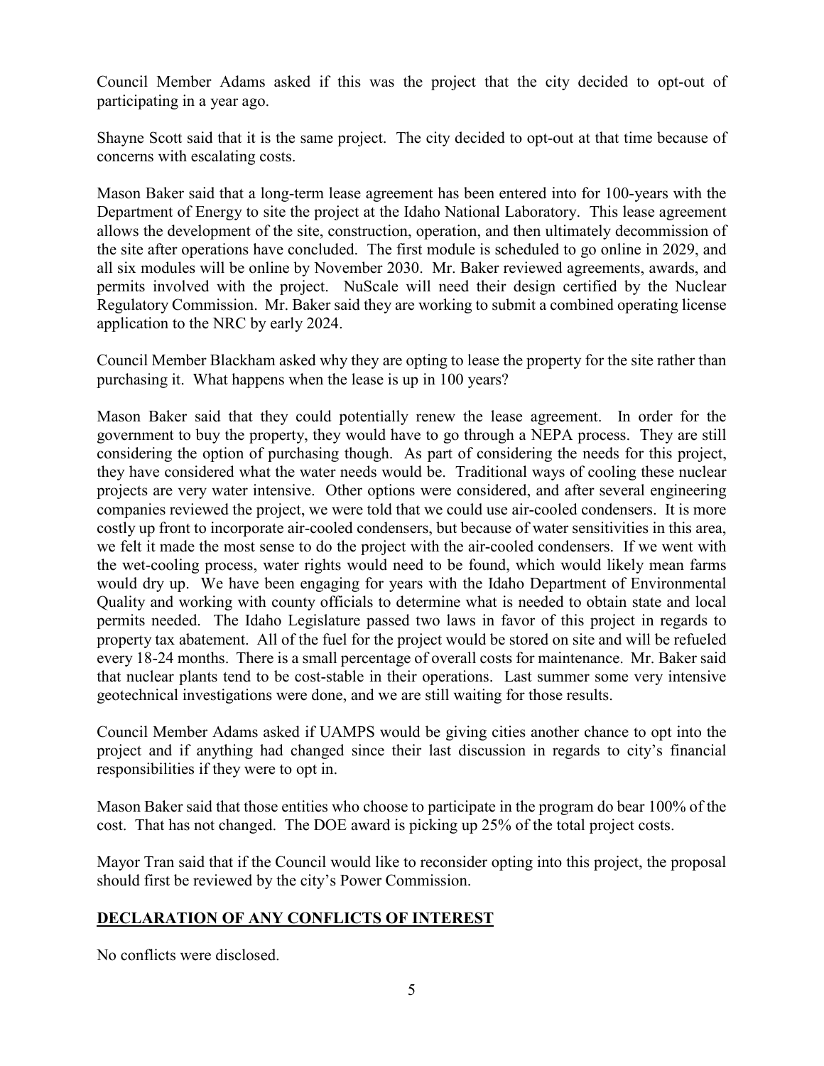Council Member Adams asked if this was the project that the city decided to opt-out of participating in a year ago.

Shayne Scott said that it is the same project. The city decided to opt-out at that time because of concerns with escalating costs.

Mason Baker said that a long-term lease agreement has been entered into for 100-years with the Department of Energy to site the project at the Idaho National Laboratory. This lease agreement allows the development of the site, construction, operation, and then ultimately decommission of the site after operations have concluded. The first module is scheduled to go online in 2029, and all six modules will be online by November 2030. Mr. Baker reviewed agreements, awards, and permits involved with the project. NuScale will need their design certified by the Nuclear Regulatory Commission. Mr. Baker said they are working to submit a combined operating license application to the NRC by early 2024.

Council Member Blackham asked why they are opting to lease the property for the site rather than purchasing it. What happens when the lease is up in 100 years?

Mason Baker said that they could potentially renew the lease agreement. In order for the government to buy the property, they would have to go through a NEPA process. They are still considering the option of purchasing though. As part of considering the needs for this project, they have considered what the water needs would be. Traditional ways of cooling these nuclear projects are very water intensive. Other options were considered, and after several engineering companies reviewed the project, we were told that we could use air-cooled condensers. It is more costly up front to incorporate air-cooled condensers, but because of water sensitivities in this area, we felt it made the most sense to do the project with the air-cooled condensers. If we went with the wet-cooling process, water rights would need to be found, which would likely mean farms would dry up. We have been engaging for years with the Idaho Department of Environmental Quality and working with county officials to determine what is needed to obtain state and local permits needed. The Idaho Legislature passed two laws in favor of this project in regards to property tax abatement. All of the fuel for the project would be stored on site and will be refueled every 18-24 months. There is a small percentage of overall costs for maintenance. Mr. Baker said that nuclear plants tend to be cost-stable in their operations. Last summer some very intensive geotechnical investigations were done, and we are still waiting for those results.

Council Member Adams asked if UAMPS would be giving cities another chance to opt into the project and if anything had changed since their last discussion in regards to city's financial responsibilities if they were to opt in.

Mason Baker said that those entities who choose to participate in the program do bear 100% of the cost. That has not changed. The DOE award is picking up 25% of the total project costs.

Mayor Tran said that if the Council would like to reconsider opting into this project, the proposal should first be reviewed by the city's Power Commission.

## DECLARATION OF ANY CONFLICTS OF INTEREST

No conflicts were disclosed.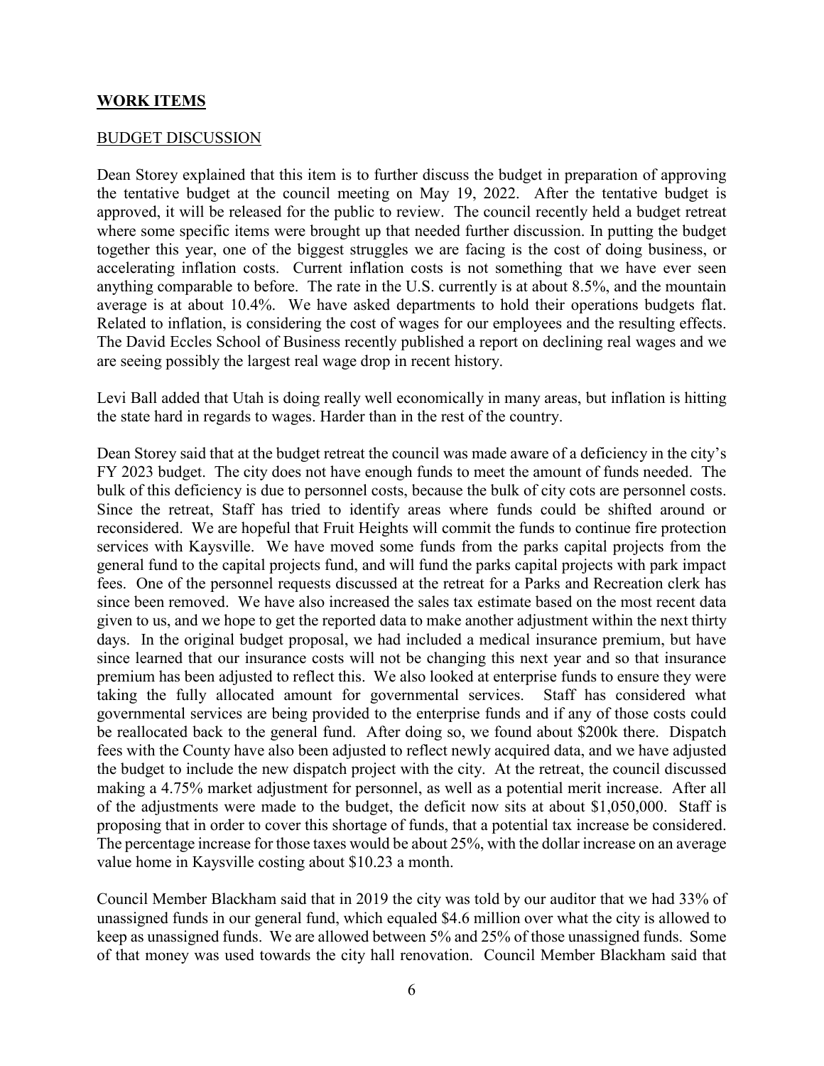## **WORK ITEMS**

BUDGET DISCUSSION

Dean Storey explained that this item is to further discuss the budget in preparation of approving the tentative budget at the council meeting on May 19, 2022. After the tentative budget is approved, it will be released for the public to review. The council recently held a budget retreat where some specific items were brought up that needed further discussion. In putting the budget together this year, one of the biggest struggles we are facing is the cost of doing business, or accelerating inflation costs. Current inflation costs is not something that we have ever seen anything comparable to before. The rate in the U.S. currently is at about 8.5%, and the mountain average is at about 10.4%. We have asked departments to hold their operations budgets flat. Related to inflation, is considering the cost of wages for our employees and the resulting effects. The David Eccles School of Business recently published a report on declining real wages and we are seeing possibly the largest real wage drop in recent history.

Levi Ball added that Utah is doing really well economically in many areas, but inflation is hitting the state hard in regards to wages. Harder than in the rest of the country.

Dean Storey said that at the budget retreat the council was made aware of a deficiency in the city's FY 2023 budget. The city does not have enough funds to meet the amount of funds needed. The bulk of this deficiency is due to personnel costs, because the bulk of city cots are personnel costs. Since the retreat, Staff has tried to identify areas where funds could be shifted around or reconsidered. We are hopeful that Fruit Heights will commit the funds to continue fire protection services with Kaysville. We have moved some funds from the parks capital projects from the general fund to the capital projects fund, and will fund the parks capital projects with park impact fees. One of the personnel requests discussed at the retreat for a Parks and Recreation clerk has since been removed. We have also increased the sales tax estimate based on the most recent data given to us, and we hope to get the reported data to make another adjustment within the next thirty days. In the original budget proposal, we had included a medical insurance premium, but have since learned that our insurance costs will not be changing this next year and so that insurance premium has been adjusted to reflect this. We also looked at enterprise funds to ensure they were taking the fully allocated amount for governmental services. Staff has considered what governmental services are being provided to the enterprise funds and if any of those costs could be reallocated back to the general fund. After doing so, we found about $200k there. Dispatch fees with the County have also been adjusted to reflect newly acquired data, and we have adjusted the budget to include the new dispatch project with the city. At the retreat, the council discussed making a 4.75% market adjustment for personnel, as well as a potential merit increase. After all of the adjustments were made to the budget, the deficit now sits at about $1,050,000. Staff is proposing that in order to cover this shortage of funds, that a potential tax increase be considered. The percentage increase for those taxes would be about 25%, with the dollar increase on an average value home in Kaysville costing about $10.23 a month.

Council Member Blackham said that in 2019 the city was told by our auditor that we had 33% of unassigned funds in our general fund, which equaled $4.6 million over what the city is allowed to keep as unassigned funds. We are allowed between 5% and 25% of those unassigned funds. Some of that money was used towards the city hall renovation. Council Member Blackham said that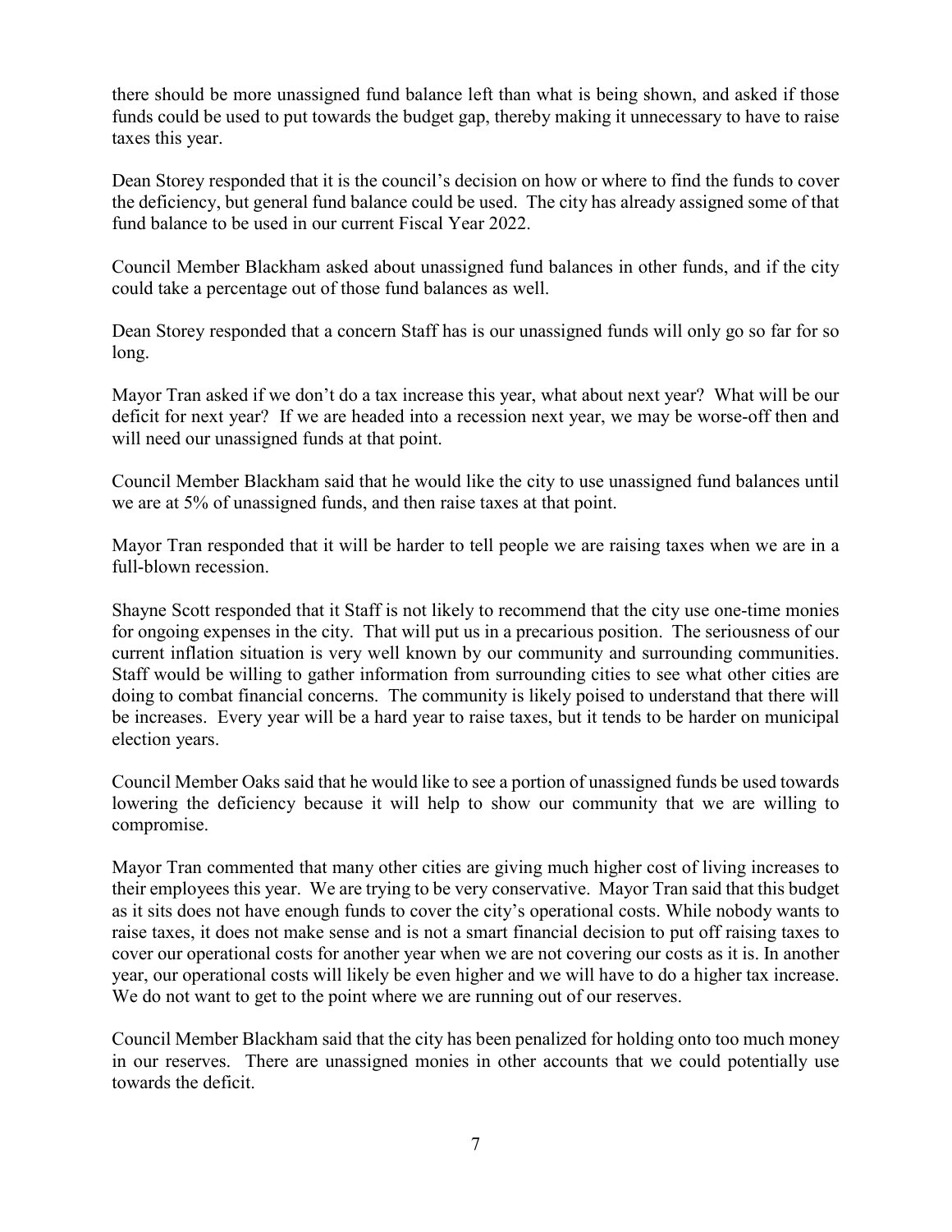there should be more unassigned fund balance left than what is being shown, and asked if those funds could be used to put towards the budget gap, thereby making it unnecessary to have to raise taxes this year.

Dean Storey responded that it is the council's decision on how or where to find the funds to cover the deficiency, but general fund balance could be used. The city has already assigned some of that fund balance to be used in our current Fiscal Year 2022.

Council Member Blackham asked about unassigned fund balances in other funds, and if the city could take a percentage out of those fund balances as well.

Dean Storey responded that a concern Staff has is our unassigned funds will only go so far for so long.

Mayor Tran asked if we don't do a tax increase this year, what about next year? What will be our deficit for next year? If we are headed into a recession next year, we may be worse-off then and will need our unassigned funds at that point.

Council Member Blackham said that he would like the city to use unassigned fund balances until we are at 5% of unassigned funds, and then raise taxes at that point.

Mayor Tran responded that it will be harder to tell people we are raising taxes when we are in a full-blown recession.

Shayne Scott responded that it Staff is not likely to recommend that the city use one-time monies for ongoing expenses in the city. That will put us in a precarious position. The seriousness of our current inflation situation is very well known by our community and surrounding communities. Staff would be willing to gather information from surrounding cities to see what other cities are doing to combat financial concerns. The community is likely poised to understand that there will be increases. Every year will be a hard year to raise taxes, but it tends to be harder on municipal election years.

Council Member Oaks said that he would like to see a portion of unassigned funds be used towards lowering the deficiency because it will help to show our community that we are willing to compromise.

Mayor Tran commented that many other cities are giving much higher cost of living increases to their employees this year. We are trying to be very conservative. Mayor Tran said that this budget as it sits does not have enough funds to cover the city's operational costs. While nobody wants to raise taxes, it does not make sense and is not a smart financial decision to put off raising taxes to cover our operational costs for another year when we are not covering our costs as it is. In another year, our operational costs will likely be even higher and we will have to do a higher tax increase. We do not want to get to the point where we are running out of our reserves.

Council Member Blackham said that the city has been penalized for holding onto too much money in our reserves. There are unassigned monies in other accounts that we could potentially use towards the deficit.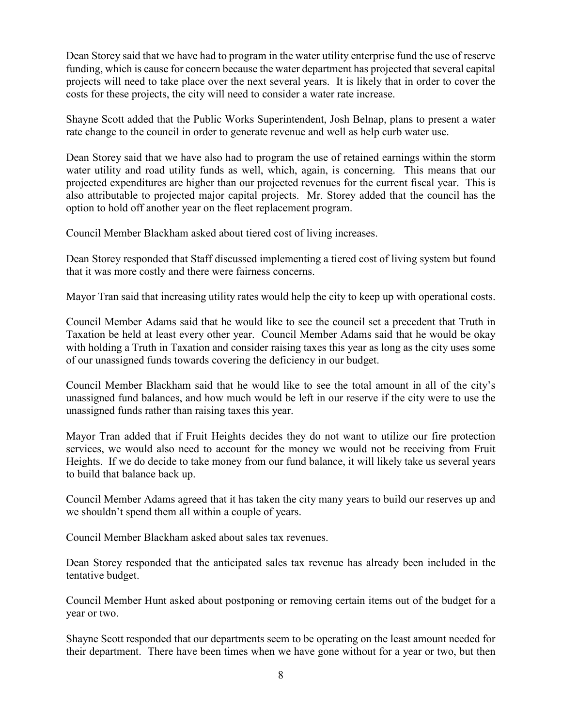Dean Storey said that we have had to program in the water utility enterprise fund the use of reserve funding, which is cause for concern because the water department has projected that several capital projects will need to take place over the next several years. It is likely that in order to cover the costs for these projects, the city will need to consider a water rate increase.

Shayne Scott added that the Public Works Superintendent, Josh Belnap, plans to present a water rate change to the council in order to generate revenue and well as help curb water use.

Dean Storey said that we have also had to program the use of retained earnings within the storm water utility and road utility funds as well, which, again, is concerning. This means that our projected expenditures are higher than our projected revenues for the current fiscal year. This is also attributable to projected major capital projects. Mr. Storey added that the council has the option to hold off another year on the fleet replacement program.

Council Member Blackham asked about tiered cost of living increases.

Dean Storey responded that Staff discussed implementing a tiered cost of living system but found that it was more costly and there were fairness concerns.

Mayor Tran said that increasing utility rates would help the city to keep up with operational costs.

Council Member Adams said that he would like to see the council set a precedent that Truth in Taxation be held at least every other year. Council Member Adams said that he would be okay with holding a Truth in Taxation and consider raising taxes this year as long as the city uses some of our unassigned funds towards covering the deficiency in our budget.

Council Member Blackham said that he would like to see the total amount in all of the city's unassigned fund balances, and how much would be left in our reserve if the city were to use the unassigned funds rather than raising taxes this year.

Mayor Tran added that if Fruit Heights decides they do not want to utilize our fire protection services, we would also need to account for the money we would not be receiving from Fruit Heights. If we do decide to take money from our fund balance, it will likely take us several years to build that balance back up.

Council Member Adams agreed that it has taken the city many years to build our reserves up and we shouldn't spend them all within a couple of years.

Council Member Blackham asked about sales tax revenues.

Dean Storey responded that the anticipated sales tax revenue has already been included in the tentative budget.

Council Member Hunt asked about postponing or removing certain items out of the budget for a year or two.

Shayne Scott responded that our departments seem to be operating on the least amount needed for their department. There have been times when we have gone without for a year or two, but then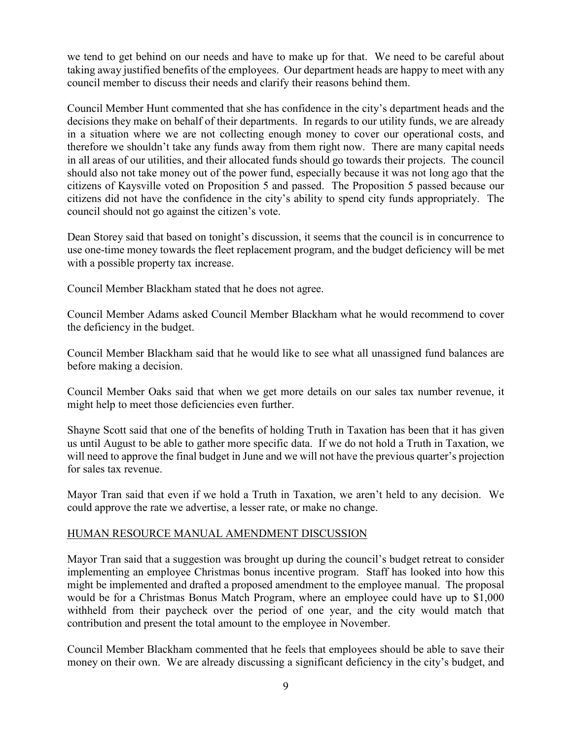we tend to get behind on our needs and have to make up for that. We need to be careful about taking away justified benefits of the employees. Our department heads are happy to meet with any council member to discuss their needs and clarify their reasons behind them.

Council Member Hunt commented that she has confidence in the city's department heads and the decisions they make on behalf of their departments. In regards to our utility funds, we are already in a situation where we are not collecting enough money to cover our operational costs, and therefore we shouldn't take any funds away from them right now. There are many capital needs in all areas of our utilities, and their allocated funds should go towards their projects. The council should also not take money out of the power fund, especially because it was not long ago that the citizens of Kaysville voted on Proposition 5 and passed. The Proposition 5 passed because our citizens did not have the confidence in the city's ability to spend city funds appropriately. The council should not go against the citizen's vote.

Dean Storey said that based on tonight's discussion, it seems that the council is in concurrence to use one-time money towards the fleet replacement program, and the budget deficiency will be met with a possible property tax increase.

Council Member Blackham stated that he does not agree.

Council Member Adams asked Council Member Blackham what he would recommend to cover the deficiency in the budget.

Council Member Blackham said that he would like to see what all unassigned fund balances are before making a decision.

Council Member Oaks said that when we get more details on our sales tax number revenue, it might help to meet those deficiencies even further.

Shayne Scott said that one of the benefits of holding Truth in Taxation has been that it has given us until August to be able to gather more specific data. If we do not hold a Truth in Taxation, we will need to approve the final budget in June and we will not have the previous quarter's projection for sales tax revenue.

Mayor Tran said that even if we hold a Truth in Taxation, we aren't held to any decision. We could approve the rate we advertise, a lesser rate, or make no change.

## HUMAN RESOURCE MANUAL AMENDMENT DISCUSSION

Mayor Tran said that a suggestion was brought up during the council's budget retreat to consider implementing an employee Christmas bonus incentive program. Staff has looked into how this might be implemented and drafted a proposed amendment to the employee manual. The proposal would be for a Christmas Bonus Match Program, where an employee could have up to $1,000 withheld from their paycheck over the period of one year, and the city would match that contribution and present the total amount to the employee in November.

Council Member Blackham commented that he feels that employees should be able to save their money on their own. We are already discussing a significant deficiency in the city's budget, and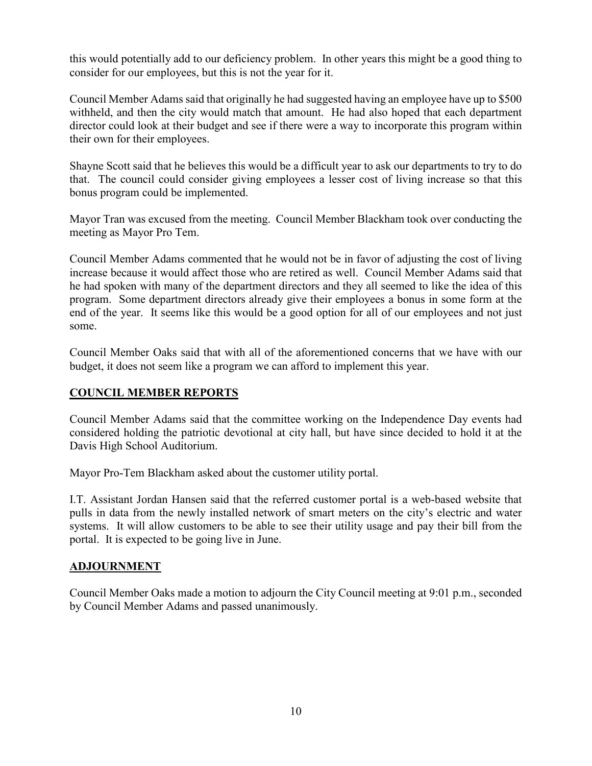this would potentially add to our deficiency problem. In other years this might be a good thing to consider for our employees, but this is not the year for it.

Council Member Adams said that originally he had suggested having an employee have up to $500 withheld, and then the city would match that amount. He had also hoped that each department director could look at their budget and see if there were a way to incorporate this program within their own for their employees.

Shayne Scott said that he believes this would be a difficult year to ask our departments to try to do that. The council could consider giving employees a lesser cost of living increase so that this bonus program could be implemented.

Mayor Tran was excused from the meeting. Council Member Blackham took over conducting the meeting as Mayor Pro Tem.

Council Member Adams commented that he would not be in favor of adjusting the cost of living increase because it would affect those who are retired as well. Council Member Adams said that he had spoken with many of the department directors and they all seemed to like the idea of this program. Some department directors already give their employees a bonus in some form at the end of the year. It seems like this would be a good option for all of our employees and not just some.

Council Member Oaks said that with all of the aforementioned concerns that we have with our budget, it does not seem like a program we can afford to implement this year.

## COUNCIL MEMBER REPORTS

Council Member Adams said that the committee working on the Independence Day events had considered holding the patriotic devotional at city hall, but have since decided to hold it at the Davis High School Auditorium.

Mayor Pro-Tem Blackham asked about the customer utility portal.

I.T. Assistant Jordan Hansen said that the referred customer portal is a web-based website that pulls in data from the newly installed network of smart meters on the city's electric and water systems. It will allow customers to be able to see their utility usage and pay their bill from the portal. It is expected to be going live in June.

## ADJOURNMENT

Council Member Oaks made a motion to adjourn the City Council meeting at 9:01 p.m., seconded by Council Member Adams and passed unanimously.